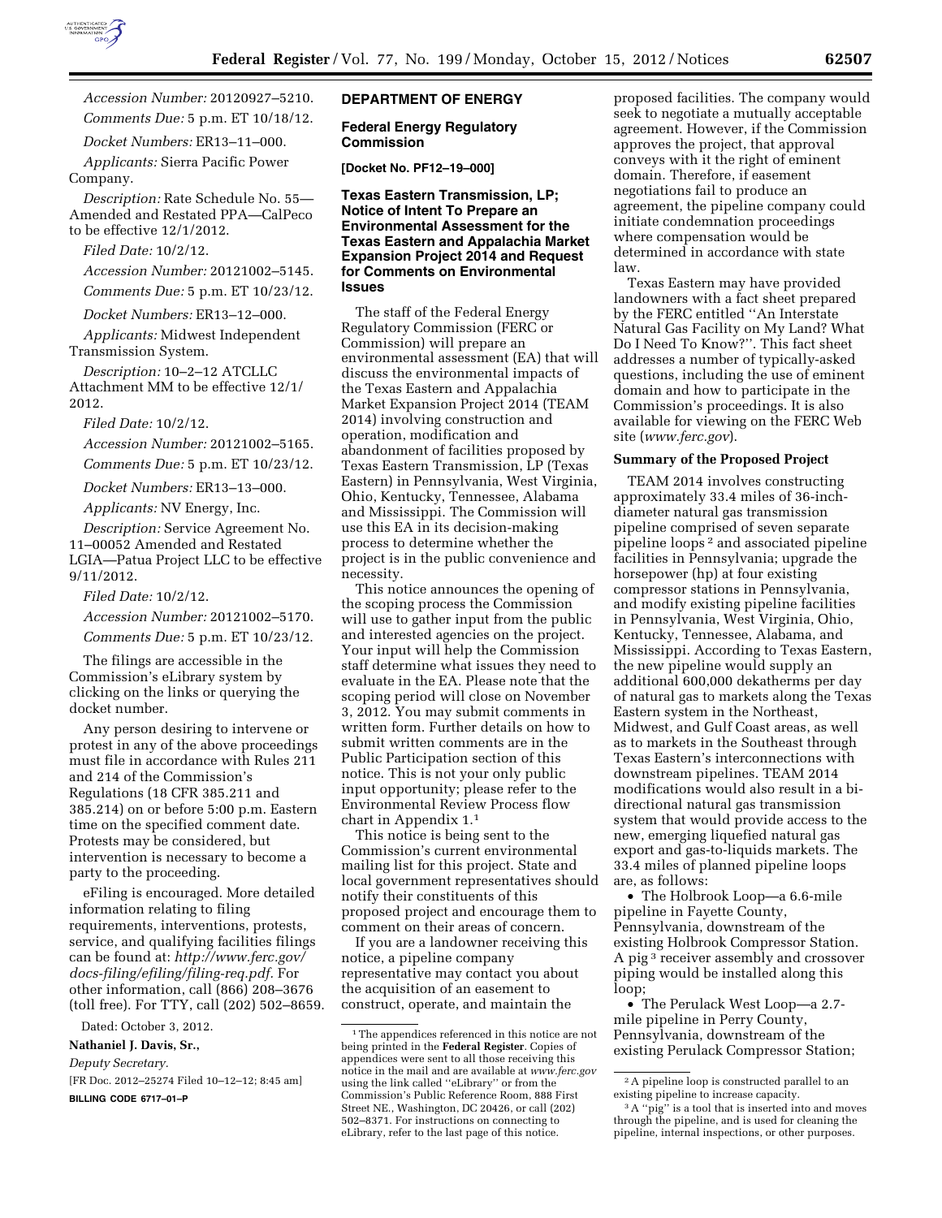*Accession Number:* 20120927–5210.

*Comments Due:* 5 p.m. ET 10/18/12.

*Docket Numbers:* ER13–11–000.

*Applicants:* Sierra Pacific Power Company.

*Description:* Rate Schedule No. 55—Amended and Restated PPA—CalPeco to be effective 12/1/2012.

*Filed Date:* 10/2/12.

*Accession Number:* 20121002–5145.

*Comments Due:* 5 p.m. ET 10/23/12.

*Docket Numbers:* ER13–12–000.

*Applicants:* Midwest Independent Transmission System.

*Description:* 10–2–12 ATCLLC Attachment MM to be effective 12/1/2012.

*Filed Date:* 10/2/12.

*Accession Number:* 20121002–5165.

*Comments Due:* 5 p.m. ET 10/23/12.

*Docket Numbers:* ER13–13–000.

*Applicants:* NV Energy, Inc.

*Description:* Service Agreement No. 11–00052 Amended and Restated LGIA—Patua Project LLC to be effective 9/11/2012.

*Filed Date:* 10/2/12.

*Accession Number:* 20121002–5170.

*Comments Due:* 5 p.m. ET 10/23/12.

The filings are accessible in the Commission's eLibrary system by clicking on the links or querying the docket number.

Any person desiring to intervene or protest in any of the above proceedings must file in accordance with Rules 211 and 214 of the Commission's Regulations (18 CFR 385.211 and 385.214) on or before 5:00 p.m. Eastern time on the specified comment date. Protests may be considered, but intervention is necessary to become a party to the proceeding.

eFiling is encouraged. More detailed information relating to filing requirements, interventions, protests, service, and qualifying facilities filings can be found at: *http://www.ferc.gov/docs-filing/efiling/filing-req.pdf*. For other information, call (866) 208–3676 (toll free). For TTY, call (202) 502–8659.

Dated: October 3, 2012.

**Nathaniel J. Davis, Sr.,**

*Deputy Secretary.*

[FR Doc. 2012–25274 Filed 10–12–12; 8:45 am]

**BILLING CODE 6717–01–P**

## DEPARTMENT OF ENERGY

### Federal Energy Regulatory Commission

**[Docket No. PF12–19–000]**

### Texas Eastern Transmission, LP; Notice of Intent To Prepare an Environmental Assessment for the Texas Eastern and Appalachia Market Expansion Project 2014 and Request for Comments on Environmental Issues

The staff of the Federal Energy Regulatory Commission (FERC or Commission) will prepare an environmental assessment (EA) that will discuss the environmental impacts of the Texas Eastern and Appalachia Market Expansion Project 2014 (TEAM 2014) involving construction and operation, modification and abandonment of facilities proposed by Texas Eastern Transmission, LP (Texas Eastern) in Pennsylvania, West Virginia, Ohio, Kentucky, Tennessee, Alabama and Mississippi. The Commission will use this EA in its decision-making process to determine whether the project is in the public convenience and necessity.

This notice announces the opening of the scoping process the Commission will use to gather input from the public and interested agencies on the project. Your input will help the Commission staff determine what issues they need to evaluate in the EA. Please note that the scoping period will close on November 3, 2012. You may submit comments in written form. Further details on how to submit written comments are in the Public Participation section of this notice. This is not your only public input opportunity; please refer to the Environmental Review Process flow chart in Appendix 1.[1]

This notice is being sent to the Commission's current environmental mailing list for this project. State and local government representatives should notify their constituents of this proposed project and encourage them to comment on their areas of concern.

If you are a landowner receiving this notice, a pipeline company representative may contact you about the acquisition of an easement to construct, operate, and maintain the proposed facilities. The company would seek to negotiate a mutually acceptable agreement. However, if the Commission approves the project, that approval conveys with it the right of eminent domain. Therefore, if easement negotiations fail to produce an agreement, the pipeline company could initiate condemnation proceedings where compensation would be determined in accordance with state law.

Texas Eastern may have provided landowners with a fact sheet prepared by the FERC entitled ''An Interstate Natural Gas Facility on My Land? What Do I Need To Know?''. This fact sheet addresses a number of typically-asked questions, including the use of eminent domain and how to participate in the Commission's proceedings. It is also available for viewing on the FERC Web site (*www.ferc.gov*).

#### Summary of the Proposed Project

TEAM 2014 involves constructing approximately 33.4 miles of 36-inch-diameter natural gas transmission pipeline comprised of seven separate pipeline loops[2] and associated pipeline facilities in Pennsylvania; upgrade the horsepower (hp) at four existing compressor stations in Pennsylvania, and modify existing pipeline facilities in Pennsylvania, West Virginia, Ohio, Kentucky, Tennessee, Alabama, and Mississippi. According to Texas Eastern, the new pipeline would supply an additional 600,000 dekatherms per day of natural gas to markets along the Texas Eastern system in the Northeast, Midwest, and Gulf Coast areas, as well as to markets in the Southeast through Texas Eastern's interconnections with downstream pipelines. TEAM 2014 modifications would also result in a bi-directional natural gas transmission system that would provide access to the new, emerging liquefied natural gas export and gas-to-liquids markets. The 33.4 miles of planned pipeline loops are, as follows:

- The Holbrook Loop—a 6.6-mile pipeline in Fayette County, Pennsylvania, downstream of the existing Holbrook Compressor Station. A pig[3] receiver assembly and crossover piping would be installed along this loop;
- The Perulack West Loop—a 2.7-mile pipeline in Perry County, Pennsylvania, downstream of the existing Perulack Compressor Station;

---

[1] The appendices referenced in this notice are not being printed in the **Federal Register**. Copies of appendices were sent to all those receiving this notice in the mail and are available at *www.ferc.gov* using the link called ''eLibrary'' or from the Commission's Public Reference Room, 888 First Street NE., Washington, DC 20426, or call (202) 502–8371. For instructions on connecting to eLibrary, refer to the last page of this notice.

[2] A pipeline loop is constructed parallel to an existing pipeline to increase capacity.

[3] A ''pig'' is a tool that is inserted into and moves through the pipeline, and is used for cleaning the pipeline, internal inspections, or other purposes.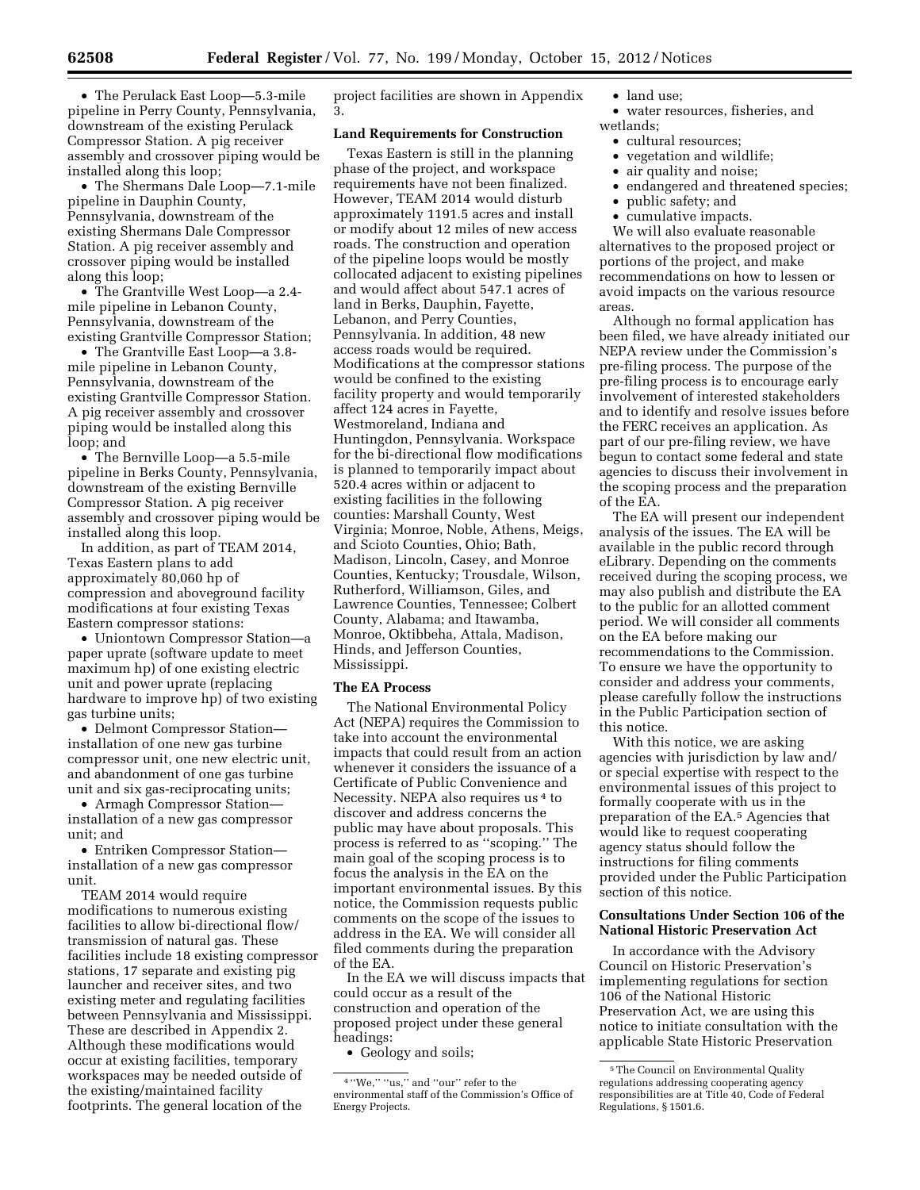- The Perulack East Loop—5.3-mile pipeline in Perry County, Pennsylvania, downstream of the existing Perulack Compressor Station. A pig receiver assembly and crossover piping would be installed along this loop;
- The Shermans Dale Loop—7.1-mile pipeline in Dauphin County, Pennsylvania, downstream of the existing Shermans Dale Compressor Station. A pig receiver assembly and crossover piping would be installed along this loop;
- The Grantville West Loop—a 2.4-mile pipeline in Lebanon County, Pennsylvania, downstream of the existing Grantville Compressor Station;
- The Grantville East Loop—a 3.8-mile pipeline in Lebanon County, Pennsylvania, downstream of the existing Grantville Compressor Station. A pig receiver assembly and crossover piping would be installed along this loop; and
- The Bernville Loop—a 5.5-mile pipeline in Berks County, Pennsylvania, downstream of the existing Bernville Compressor Station. A pig receiver assembly and crossover piping would be installed along this loop.

In addition, as part of TEAM 2014, Texas Eastern plans to add approximately 80,060 hp of compression and aboveground facility modifications at four existing Texas Eastern compressor stations:

- Uniontown Compressor Station—a paper uprate (software update to meet maximum hp) of one existing electric unit and power uprate (replacing hardware to improve hp) of two existing gas turbine units;
- Delmont Compressor Station—installation of one new gas turbine compressor unit, one new electric unit, and abandonment of one gas turbine unit and six gas-reciprocating units;
- Armagh Compressor Station—installation of a new gas compressor unit; and
- Entriken Compressor Station—installation of a new gas compressor unit.

TEAM 2014 would require modifications to numerous existing facilities to allow bi-directional flow/transmission of natural gas. These facilities include 18 existing compressor stations, 17 separate and existing pig launcher and receiver sites, and two existing meter and regulating facilities between Pennsylvania and Mississippi. These are described in Appendix 2. Although these modifications would occur at existing facilities, temporary workspaces may be needed outside of the existing/maintained facility footprints. The general location of the project facilities are shown in Appendix 3.

**Land Requirements for Construction**

Texas Eastern is still in the planning phase of the project, and workspace requirements have not been finalized. However, TEAM 2014 would disturb approximately 1191.5 acres and install or modify about 12 miles of new access roads. The construction and operation of the pipeline loops would be mostly collocated adjacent to existing pipelines and would affect about 547.1 acres of land in Berks, Dauphin, Fayette, Lebanon, and Perry Counties, Pennsylvania. In addition, 48 new access roads would be required. Modifications at the compressor stations would be confined to the existing facility property and would temporarily affect 124 acres in Fayette, Westmoreland, Indiana and Huntingdon, Pennsylvania. Workspace for the bi-directional flow modifications is planned to temporarily impact about 520.4 acres within or adjacent to existing facilities in the following counties: Marshall County, West Virginia; Monroe, Noble, Athens, Meigs, and Scioto Counties, Ohio; Bath, Madison, Lincoln, Casey, and Monroe Counties, Kentucky; Trousdale, Wilson, Rutherford, Williamson, Giles, and Lawrence Counties, Tennessee; Colbert County, Alabama; and Itawamba, Monroe, Oktibbeha, Attala, Madison, Hinds, and Jefferson Counties, Mississippi.

**The EA Process**

The National Environmental Policy Act (NEPA) requires the Commission to take into account the environmental impacts that could result from an action whenever it considers the issuance of a Certificate of Public Convenience and Necessity. NEPA also requires us [4] to discover and address concerns the public may have about proposals. This process is referred to as "scoping." The main goal of the scoping process is to focus the analysis in the EA on the important environmental issues. By this notice, the Commission requests public comments on the scope of the issues to address in the EA. We will consider all filed comments during the preparation of the EA.

In the EA we will discuss impacts that could occur as a result of the construction and operation of the proposed project under these general headings:

- Geology and soils;
- land use;
- water resources, fisheries, and wetlands;
- cultural resources;
- vegetation and wildlife;
- air quality and noise;
- endangered and threatened species;
- public safety; and
- cumulative impacts.

We will also evaluate reasonable alternatives to the proposed project or portions of the project, and make recommendations on how to lessen or avoid impacts on the various resource areas.

Although no formal application has been filed, we have already initiated our NEPA review under the Commission's pre-filing process. The purpose of the pre-filing process is to encourage early involvement of interested stakeholders and to identify and resolve issues before the FERC receives an application. As part of our pre-filing review, we have begun to contact some federal and state agencies to discuss their involvement in the scoping process and the preparation of the EA.

The EA will present our independent analysis of the issues. The EA will be available in the public record through eLibrary. Depending on the comments received during the scoping process, we may also publish and distribute the EA to the public for an allotted comment period. We will consider all comments on the EA before making our recommendations to the Commission. To ensure we have the opportunity to consider and address your comments, please carefully follow the instructions in the Public Participation section of this notice.

With this notice, we are asking agencies with jurisdiction by law and/or special expertise with respect to the environmental issues of this project to formally cooperate with us in the preparation of the EA.[5] Agencies that would like to request cooperating agency status should follow the instructions for filing comments provided under the Public Participation section of this notice.

**Consultations Under Section 106 of the National Historic Preservation Act**

In accordance with the Advisory Council on Historic Preservation's implementing regulations for section 106 of the National Historic Preservation Act, we are using this notice to initiate consultation with the applicable State Historic Preservation

[4] "We," "us," and "our" refer to the environmental staff of the Commission's Office of Energy Projects.

[5] The Council on Environmental Quality regulations addressing cooperating agency responsibilities are at Title 40, Code of Federal Regulations, § 1501.6.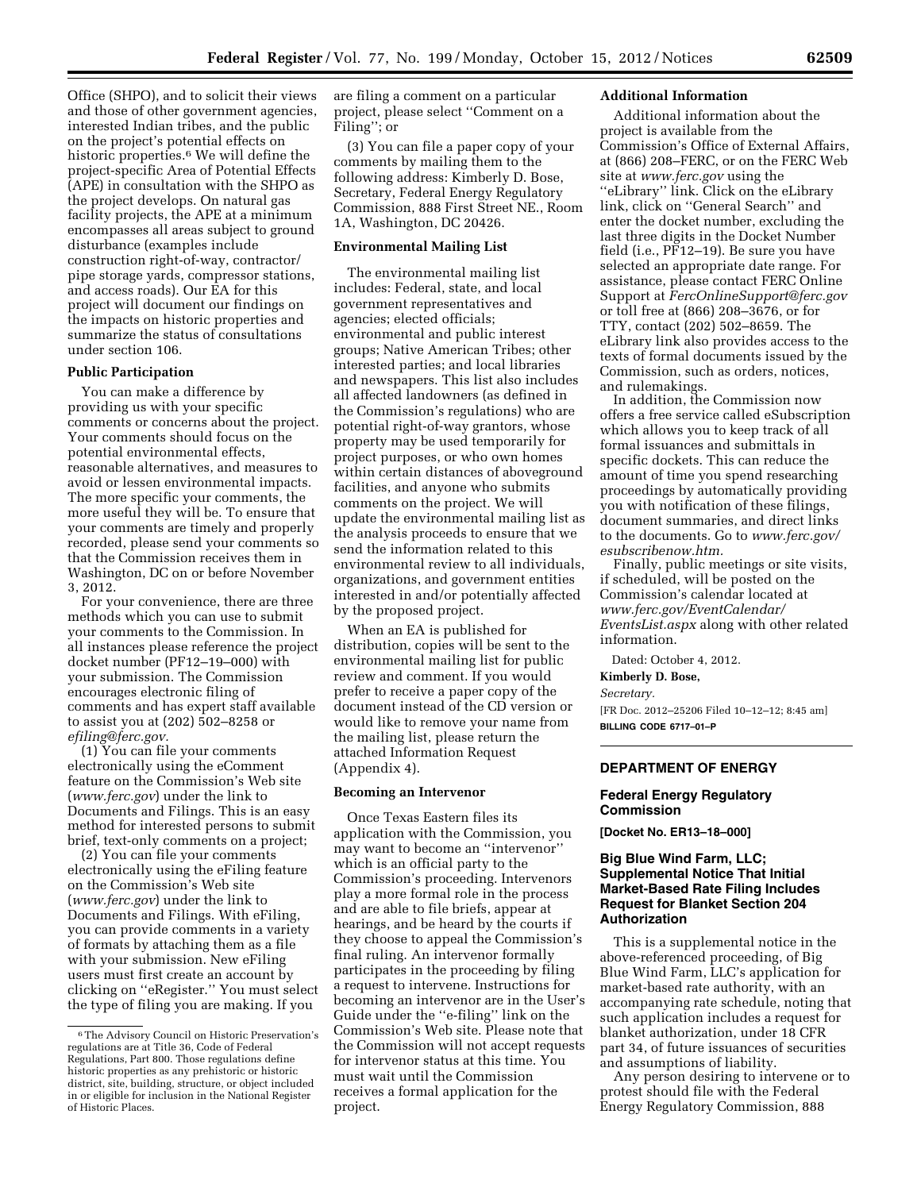Office (SHPO), and to solicit their views and those of other government agencies, interested Indian tribes, and the public on the project's potential effects on historic properties.[6] We will define the project-specific Area of Potential Effects (APE) in consultation with the SHPO as the project develops. On natural gas facility projects, the APE at a minimum encompasses all areas subject to ground disturbance (examples include construction right-of-way, contractor/pipe storage yards, compressor stations, and access roads). Our EA for this project will document our findings on the impacts on historic properties and summarize the status of consultations under section 106.

### Public Participation

You can make a difference by providing us with your specific comments or concerns about the project. Your comments should focus on the potential environmental effects, reasonable alternatives, and measures to avoid or lessen environmental impacts. The more specific your comments, the more useful they will be. To ensure that your comments are timely and properly recorded, please send your comments so that the Commission receives them in Washington, DC on or before November 3, 2012.

For your convenience, there are three methods which you can use to submit your comments to the Commission. In all instances please reference the project docket number (PF12–19–000) with your submission. The Commission encourages electronic filing of comments and has expert staff available to assist you at (202) 502–8258 or *efiling@ferc.gov*.

(1) You can file your comments electronically using the eComment feature on the Commission's Web site (*www.ferc.gov*) under the link to Documents and Filings. This is an easy method for interested persons to submit brief, text-only comments on a project;

(2) You can file your comments electronically using the eFiling feature on the Commission's Web site (*www.ferc.gov*) under the link to Documents and Filings. With eFiling, you can provide comments in a variety of formats by attaching them as a file with your submission. New eFiling users must first create an account by clicking on ''eRegister.'' You must select the type of filing you are making. If you are filing a comment on a particular project, please select ''Comment on a Filing''; or

(3) You can file a paper copy of your comments by mailing them to the following address: Kimberly D. Bose, Secretary, Federal Energy Regulatory Commission, 888 First Street NE., Room 1A, Washington, DC 20426.

### Environmental Mailing List

The environmental mailing list includes: Federal, state, and local government representatives and agencies; elected officials; environmental and public interest groups; Native American Tribes; other interested parties; and local libraries and newspapers. This list also includes all affected landowners (as defined in the Commission's regulations) who are potential right-of-way grantors, whose property may be used temporarily for project purposes, or who own homes within certain distances of aboveground facilities, and anyone who submits comments on the project. We will update the environmental mailing list as the analysis proceeds to ensure that we send the information related to this environmental review to all individuals, organizations, and government entities interested in and/or potentially affected by the proposed project.

When an EA is published for distribution, copies will be sent to the environmental mailing list for public review and comment. If you would prefer to receive a paper copy of the document instead of the CD version or would like to remove your name from the mailing list, please return the attached Information Request (Appendix 4).

### Becoming an Intervenor

Once Texas Eastern files its application with the Commission, you may want to become an ''intervenor'' which is an official party to the Commission's proceeding. Intervenors play a more formal role in the process and are able to file briefs, appear at hearings, and be heard by the courts if they choose to appeal the Commission's final ruling. An intervenor formally participates in the proceeding by filing a request to intervene. Instructions for becoming an intervenor are in the User's Guide under the ''e-filing'' link on the Commission's Web site. Please note that the Commission will not accept requests for intervenor status at this time. You must wait until the Commission receives a formal application for the project.

### Additional Information

Additional information about the project is available from the Commission's Office of External Affairs, at (866) 208–FERC, or on the FERC Web site at *www.ferc.gov* using the ''eLibrary'' link. Click on the eLibrary link, click on ''General Search'' and enter the docket number, excluding the last three digits in the Docket Number field (i.e., PF12–19). Be sure you have selected an appropriate date range. For assistance, please contact FERC Online Support at *FercOnlineSupport@ferc.gov* or toll free at (866) 208–3676, or for TTY, contact (202) 502–8659. The eLibrary link also provides access to the texts of formal documents issued by the Commission, such as orders, notices, and rulemakings.

In addition, the Commission now offers a free service called eSubscription which allows you to keep track of all formal issuances and submittals in specific dockets. This can reduce the amount of time you spend researching proceedings by automatically providing you with notification of these filings, document summaries, and direct links to the documents. Go to *www.ferc.gov/esubscribenow.htm.*

Finally, public meetings or site visits, if scheduled, will be posted on the Commission's calendar located at *www.ferc.gov/EventCalendar/EventsList.aspx* along with other related information.

Dated: October 4, 2012.

**Kimberly D. Bose,**

*Secretary.*

[FR Doc. 2012–25206 Filed 10–12–12; 8:45 am]

**BILLING CODE 6717–01–P**

[6] The Advisory Council on Historic Preservation's regulations are at Title 36, Code of Federal Regulations, Part 800. Those regulations define historic properties as any prehistoric or historic district, site, building, structure, or object included in or eligible for inclusion in the National Register of Historic Places.

## DEPARTMENT OF ENERGY

### Federal Energy Regulatory Commission

**[Docket No. ER13–18–000]**

### Big Blue Wind Farm, LLC; Supplemental Notice That Initial Market-Based Rate Filing Includes Request for Blanket Section 204 Authorization

This is a supplemental notice in the above-referenced proceeding, of Big Blue Wind Farm, LLC's application for market-based rate authority, with an accompanying rate schedule, noting that such application includes a request for blanket authorization, under 18 CFR part 34, of future issuances of securities and assumptions of liability.

Any person desiring to intervene or to protest should file with the Federal Energy Regulatory Commission, 888